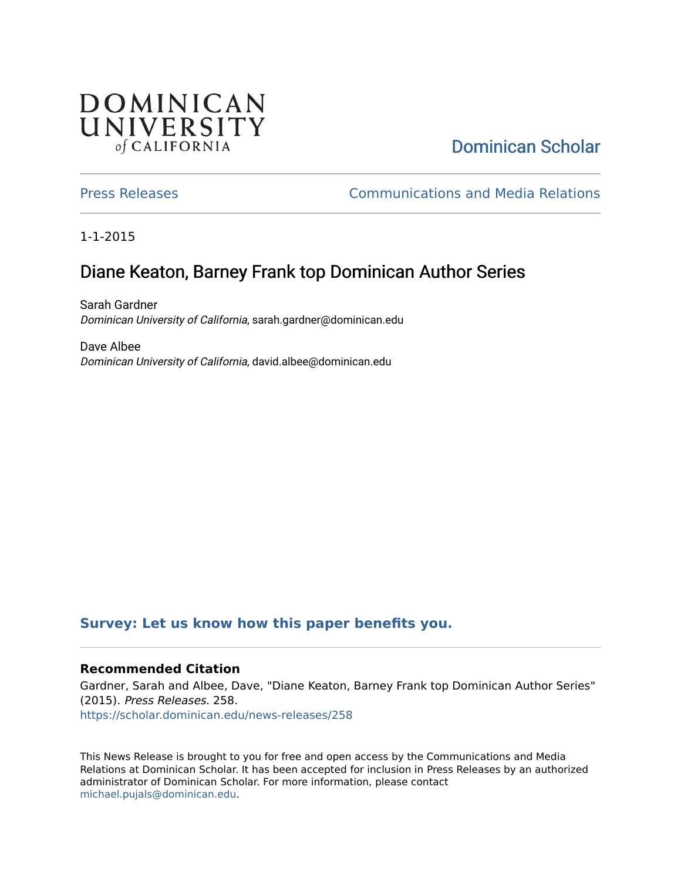DOMINICAN UNIVERSITY *of* CALIFORNIA

Dominican Scholar

Press Releases | Communications and Media Relations

1-1-2015

# Diane Keaton, Barney Frank top Dominican Author Series

Sarah Gardner
*Dominican University of California*, sarah.gardner@dominican.edu

Dave Albee
*Dominican University of California*, david.albee@dominican.edu

**Survey: Let us know how this paper benefits you.**

### Recommended Citation

Gardner, Sarah and Albee, Dave, "Diane Keaton, Barney Frank top Dominican Author Series" (2015). *Press Releases*. 258.
https://scholar.dominican.edu/news-releases/258

This News Release is brought to you for free and open access by the Communications and Media Relations at Dominican Scholar. It has been accepted for inclusion in Press Releases by an authorized administrator of Dominican Scholar. For more information, please contact michael.pujals@dominican.edu.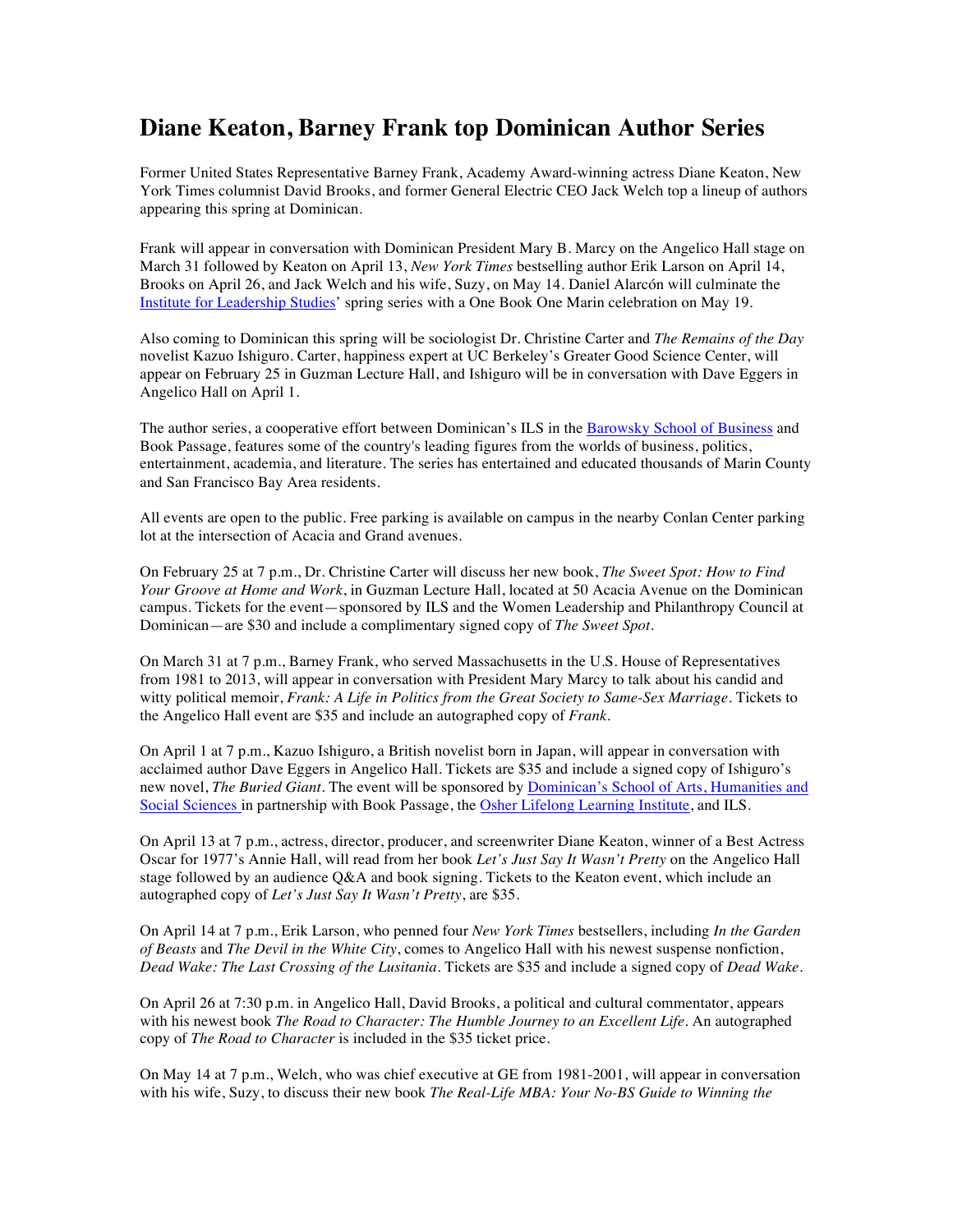# Diane Keaton, Barney Frank top Dominican Author Series

Former United States Representative Barney Frank, Academy Award-winning actress Diane Keaton, New York Times columnist David Brooks, and former General Electric CEO Jack Welch top a lineup of authors appearing this spring at Dominican.

Frank will appear in conversation with Dominican President Mary B. Marcy on the Angelico Hall stage on March 31 followed by Keaton on April 13, *New York Times* bestselling author Erik Larson on April 14, Brooks on April 26, and Jack Welch and his wife, Suzy, on May 14. Daniel Alarcón will culminate the [Institute for Leadership Studies](#)' spring series with a One Book One Marin celebration on May 19.

Also coming to Dominican this spring will be sociologist Dr. Christine Carter and *The Remains of the Day* novelist Kazuo Ishiguro. Carter, happiness expert at UC Berkeley's Greater Good Science Center, will appear on February 25 in Guzman Lecture Hall, and Ishiguro will be in conversation with Dave Eggers in Angelico Hall on April 1.

The author series, a cooperative effort between Dominican's ILS in the [Barowsky School of Business](#) and Book Passage, features some of the country's leading figures from the worlds of business, politics, entertainment, academia, and literature. The series has entertained and educated thousands of Marin County and San Francisco Bay Area residents.

All events are open to the public. Free parking is available on campus in the nearby Conlan Center parking lot at the intersection of Acacia and Grand avenues.

On February 25 at 7 p.m., Dr. Christine Carter will discuss her new book, *The Sweet Spot: How to Find Your Groove at Home and Work*, in Guzman Lecture Hall, located at 50 Acacia Avenue on the Dominican campus. Tickets for the event—sponsored by ILS and the Women Leadership and Philanthropy Council at Dominican—are $30 and include a complimentary signed copy of *The Sweet Spot*.

On March 31 at 7 p.m., Barney Frank, who served Massachusetts in the U.S. House of Representatives from 1981 to 2013, will appear in conversation with President Mary Marcy to talk about his candid and witty political memoir, *Frank: A Life in Politics from the Great Society to Same-Sex Marriage*. Tickets to the Angelico Hall event are $35 and include an autographed copy of *Frank*.

On April 1 at 7 p.m., Kazuo Ishiguro, a British novelist born in Japan, will appear in conversation with acclaimed author Dave Eggers in Angelico Hall. Tickets are $35 and include a signed copy of Ishiguro's new novel, *The Buried Giant*. The event will be sponsored by [Dominican's School of Arts, Humanities and Social Sciences](#) in partnership with Book Passage, the [Osher Lifelong Learning Institute](#), and ILS.

On April 13 at 7 p.m., actress, director, producer, and screenwriter Diane Keaton, winner of a Best Actress Oscar for 1977's Annie Hall, will read from her book *Let's Just Say It Wasn't Pretty* on the Angelico Hall stage followed by an audience Q&A and book signing. Tickets to the Keaton event, which include an autographed copy of *Let's Just Say It Wasn't Pretty*, are $35.

On April 14 at 7 p.m., Erik Larson, who penned four *New York Times* bestsellers, including *In the Garden of Beasts* and *The Devil in the White City*, comes to Angelico Hall with his newest suspense nonfiction, *Dead Wake: The Last Crossing of the Lusitania*. Tickets are $35 and include a signed copy of *Dead Wake*.

On April 26 at 7:30 p.m. in Angelico Hall, David Brooks, a political and cultural commentator, appears with his newest book *The Road to Character: The Humble Journey to an Excellent Life*. An autographed copy of *The Road to Character* is included in the $35 ticket price.

On May 14 at 7 p.m., Welch, who was chief executive at GE from 1981-2001, will appear in conversation with his wife, Suzy, to discuss their new book *The Real-Life MBA: Your No-BS Guide to Winning the*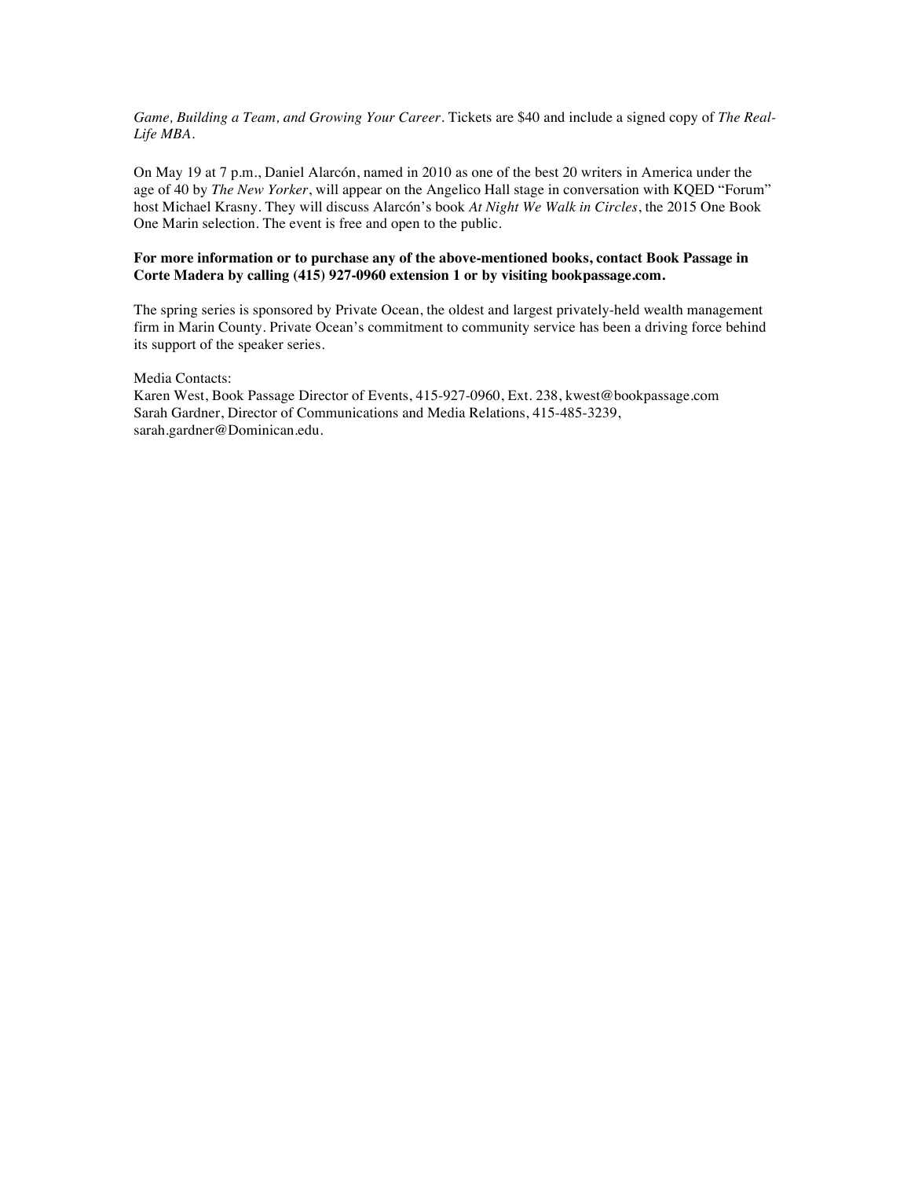*Game, Building a Team, and Growing Your Career*. Tickets are $40 and include a signed copy of *The Real-Life MBA*.

On May 19 at 7 p.m., Daniel Alarcón, named in 2010 as one of the best 20 writers in America under the age of 40 by *The New Yorker*, will appear on the Angelico Hall stage in conversation with KQED "Forum" host Michael Krasny. They will discuss Alarcón's book *At Night We Walk in Circles*, the 2015 One Book One Marin selection. The event is free and open to the public.

**For more information or to purchase any of the above-mentioned books, contact Book Passage in Corte Madera by calling (415) 927-0960 extension 1 or by visiting bookpassage.com.**

The spring series is sponsored by Private Ocean, the oldest and largest privately-held wealth management firm in Marin County. Private Ocean's commitment to community service has been a driving force behind its support of the speaker series.

Media Contacts:
Karen West, Book Passage Director of Events, 415-927-0960, Ext. 238, kwest@bookpassage.com
Sarah Gardner, Director of Communications and Media Relations, 415-485-3239, sarah.gardner@Dominican.edu.